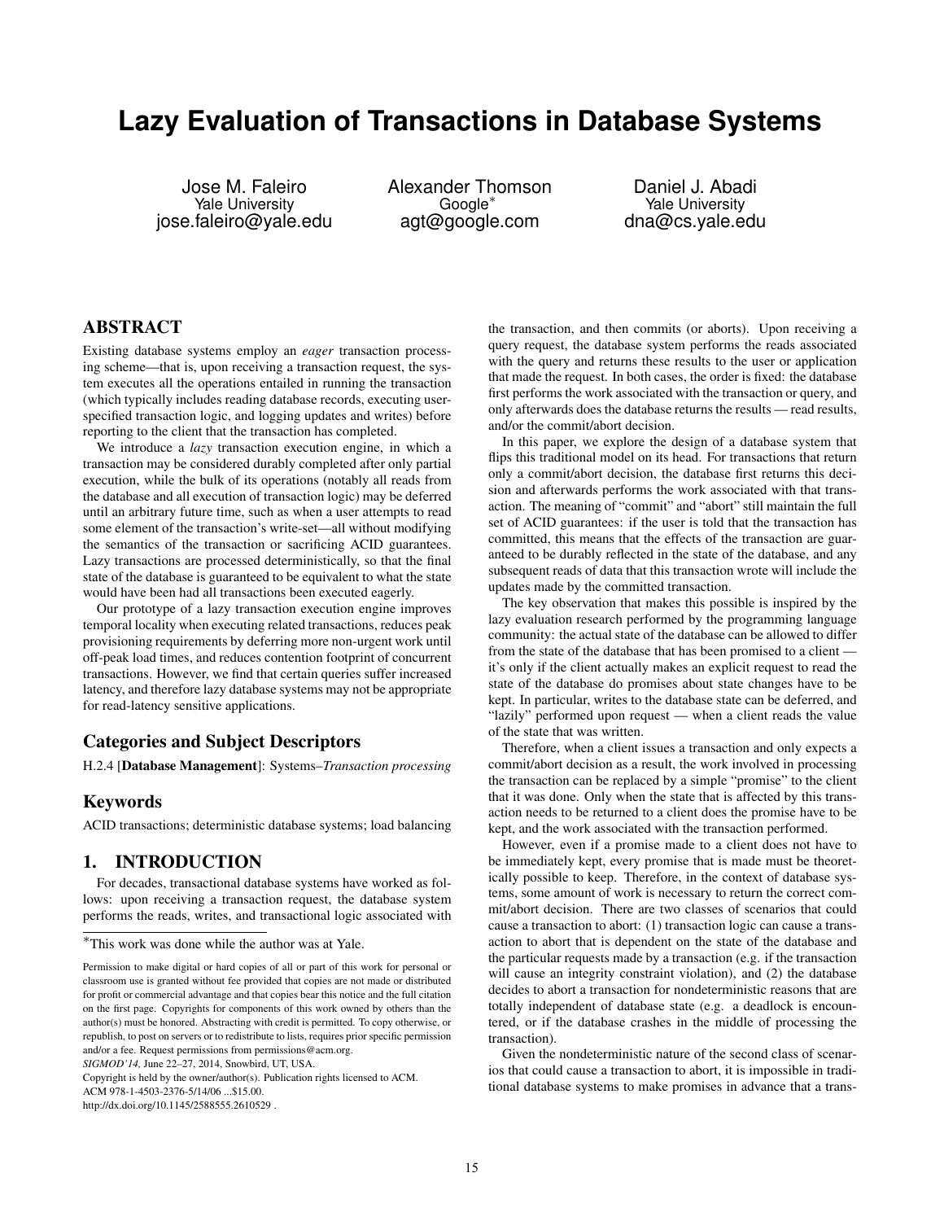# Lazy Evaluation of Transactions in Database Systems

Jose M. Faleiro
Yale University
jose.faleiro@yale.edu

Alexander Thomson
Google*
agt@google.com

Daniel J. Abadi
Yale University
dna@cs.yale.edu

## ABSTRACT

Existing database systems employ an *eager* transaction processing scheme—that is, upon receiving a transaction request, the system executes all the operations entailed in running the transaction (which typically includes reading database records, executing user-specified transaction logic, and logging updates and writes) before reporting to the client that the transaction has completed.

We introduce a *lazy* transaction execution engine, in which a transaction may be considered durably completed after only partial execution, while the bulk of its operations (notably all reads from the database and all execution of transaction logic) may be deferred until an arbitrary future time, such as when a user attempts to read some element of the transaction's write-set—all without modifying the semantics of the transaction or sacrificing ACID guarantees. Lazy transactions are processed deterministically, so that the final state of the database is guaranteed to be equivalent to what the state would have been had all transactions been executed eagerly.

Our prototype of a lazy transaction execution engine improves temporal locality when executing related transactions, reduces peak provisioning requirements by deferring more non-urgent work until off-peak load times, and reduces contention footprint of concurrent transactions. However, we find that certain queries suffer increased latency, and therefore lazy database systems may not be appropriate for read-latency sensitive applications.

### Categories and Subject Descriptors

H.2.4 [**Database Management**]: Systems–*Transaction processing*

### Keywords

ACID transactions; deterministic database systems; load balancing

## 1. INTRODUCTION

For decades, transactional database systems have worked as follows: upon receiving a transaction request, the database system performs the reads, writes, and transactional logic associated with the transaction, and then commits (or aborts). Upon receiving a query request, the database system performs the reads associated with the query and returns these results to the user or application that made the request. In both cases, the order is fixed: the database first performs the work associated with the transaction or query, and only afterwards does the database returns the results — read results, and/or the commit/abort decision.

In this paper, we explore the design of a database system that flips this traditional model on its head. For transactions that return only a commit/abort decision, the database first returns this decision and afterwards performs the work associated with that transaction. The meaning of "commit" and "abort" still maintain the full set of ACID guarantees: if the user is told that the transaction has committed, this means that the effects of the transaction are guaranteed to be durably reflected in the state of the database, and any subsequent reads of data that this transaction wrote will include the updates made by the committed transaction.

The key observation that makes this possible is inspired by the lazy evaluation research performed by the programming language community: the actual state of the database can be allowed to differ from the state of the database that has been promised to a client — it's only if the client actually makes an explicit request to read the state of the database do promises about state changes have to be kept. In particular, writes to the database state can be deferred, and "lazily" performed upon request — when a client reads the value of the state that was written.

Therefore, when a client issues a transaction and only expects a commit/abort decision as a result, the work involved in processing the transaction can be replaced by a simple "promise" to the client that it was done. Only when the state that is affected by this transaction needs to be returned to a client does the promise have to be kept, and the work associated with the transaction performed.

However, even if a promise made to a client does not have to be immediately kept, every promise that is made must be theoretically possible to keep. Therefore, in the context of database systems, some amount of work is necessary to return the correct commit/abort decision. There are two classes of scenarios that could cause a transaction to abort: (1) transaction logic can cause a transaction to abort that is dependent on the state of the database and the particular requests made by a transaction (e.g. if the transaction will cause an integrity constraint violation), and (2) the database decides to abort a transaction for nondeterministic reasons that are totally independent of database state (e.g. a deadlock is encountered, or if the database crashes in the middle of processing the transaction).

Given the nondeterministic nature of the second class of scenarios that could cause a transaction to abort, it is impossible in traditional database systems to make promises in advance that a trans-

*This work was done while the author was at Yale.

Permission to make digital or hard copies of all or part of this work for personal or classroom use is granted without fee provided that copies are not made or distributed for profit or commercial advantage and that copies bear this notice and the full citation on the first page. Copyrights for components of this work owned by others than the author(s) must be honored. Abstracting with credit is permitted. To copy otherwise, or republish, to post on servers or to redistribute to lists, requires prior specific permission and/or a fee. Request permissions from permissions@acm.org.
*SIGMOD'14,* June 22–27, 2014, Snowbird, UT, USA.
Copyright is held by the owner/author(s). Publication rights licensed to ACM.
ACM 978-1-4503-2376-5/14/06 ...$15.00.
http://dx.doi.org/10.1145/2588555.2610529 .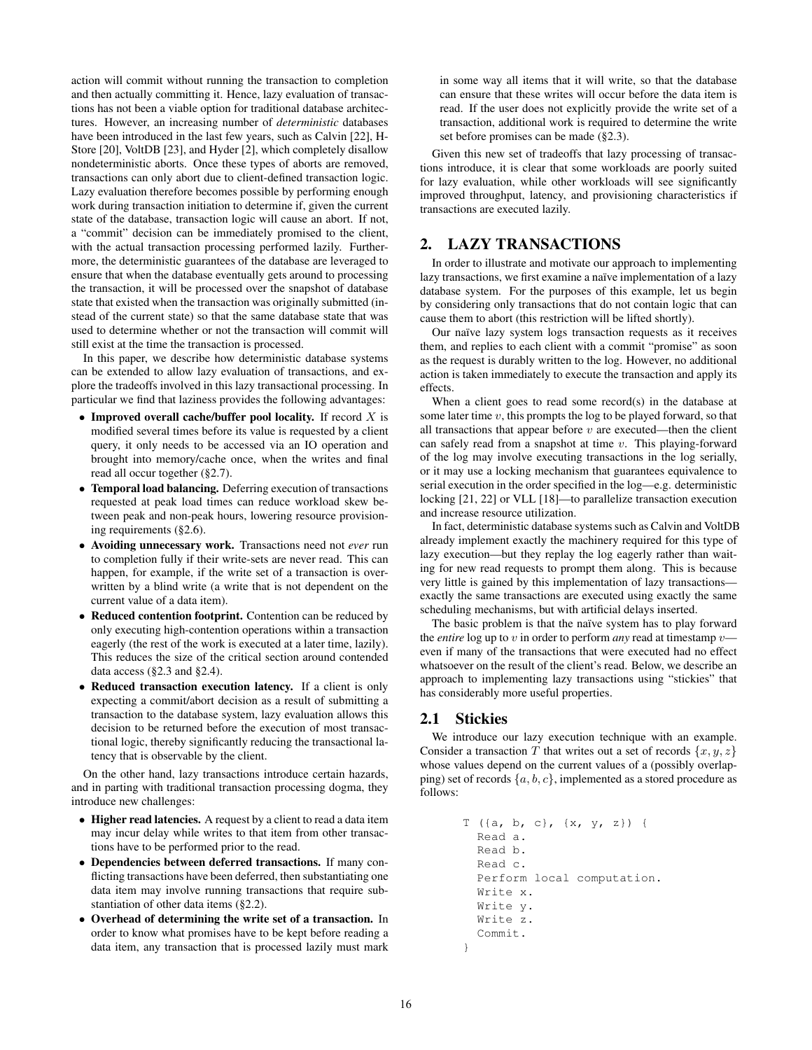action will commit without running the transaction to completion and then actually committing it. Hence, lazy evaluation of transactions has not been a viable option for traditional database architectures. However, an increasing number of *deterministic* databases have been introduced in the last few years, such as Calvin [22], H-Store [20], VoltDB [23], and Hyder [2], which completely disallow nondeterministic aborts. Once these types of aborts are removed, transactions can only abort due to client-defined transaction logic. Lazy evaluation therefore becomes possible by performing enough work during transaction initiation to determine if, given the current state of the database, transaction logic will cause an abort. If not, a "commit" decision can be immediately promised to the client, with the actual transaction processing performed lazily. Furthermore, the deterministic guarantees of the database are leveraged to ensure that when the database eventually gets around to processing the transaction, it will be processed over the snapshot of database state that existed when the transaction was originally submitted (instead of the current state) so that the same database state that was used to determine whether or not the transaction will commit will still exist at the time the transaction is processed.

In this paper, we describe how deterministic database systems can be extended to allow lazy evaluation of transactions, and explore the tradeoffs involved in this lazy transactional processing. In particular we find that laziness provides the following advantages:

- **Improved overall cache/buffer pool locality.** If record $X$ is modified several times before its value is requested by a client query, it only needs to be accessed via an IO operation and brought into memory/cache once, when the writes and final read all occur together (§2.7).
- **Temporal load balancing.** Deferring execution of transactions requested at peak load times can reduce workload skew between peak and non-peak hours, lowering resource provisioning requirements (§2.6).
- **Avoiding unnecessary work.** Transactions need not *ever* run to completion fully if their write-sets are never read. This can happen, for example, if the write set of a transaction is overwritten by a blind write (a write that is not dependent on the current value of a data item).
- **Reduced contention footprint.** Contention can be reduced by only executing high-contention operations within a transaction eagerly (the rest of the work is executed at a later time, lazily). This reduces the size of the critical section around contended data access (§2.3 and §2.4).
- **Reduced transaction execution latency.** If a client is only expecting a commit/abort decision as a result of submitting a transaction to the database system, lazy evaluation allows this decision to be returned before the execution of most transactional logic, thereby significantly reducing the transactional latency that is observable by the client.

On the other hand, lazy transactions introduce certain hazards, and in parting with traditional transaction processing dogma, they introduce new challenges:

- **Higher read latencies.** A request by a client to read a data item may incur delay while writes to that item from other transactions have to be performed prior to the read.
- **Dependencies between deferred transactions.** If many conflicting transactions have been deferred, then substantiating one data item may involve running transactions that require substantiation of other data items (§2.2).
- **Overhead of determining the write set of a transaction.** In order to know what promises have to be kept before reading a data item, any transaction that is processed lazily must mark in some way all items that it will write, so that the database can ensure that these writes will occur before the data item is read. If the user does not explicitly provide the write set of a transaction, additional work is required to determine the write set before promises can be made (§2.3).

Given this new set of tradeoffs that lazy processing of transactions introduce, it is clear that some workloads are poorly suited for lazy evaluation, while other workloads will see significantly improved throughput, latency, and provisioning characteristics if transactions are executed lazily.

## 2. LAZY TRANSACTIONS

In order to illustrate and motivate our approach to implementing lazy transactions, we first examine a naïve implementation of a lazy database system. For the purposes of this example, let us begin by considering only transactions that do not contain logic that can cause them to abort (this restriction will be lifted shortly).

Our naïve lazy system logs transaction requests as it receives them, and replies to each client with a commit "promise" as soon as the request is durably written to the log. However, no additional action is taken immediately to execute the transaction and apply its effects.

When a client goes to read some record(s) in the database at some later time $v$, this prompts the log to be played forward, so that all transactions that appear before $v$ are executed—then the client can safely read from a snapshot at time $v$. This playing-forward of the log may involve executing transactions in the log serially, or it may use a locking mechanism that guarantees equivalence to serial execution in the order specified in the log—e.g. deterministic locking [21, 22] or VLL [18]—to parallelize transaction execution and increase resource utilization.

In fact, deterministic database systems such as Calvin and VoltDB already implement exactly the machinery required for this type of lazy execution—but they replay the log eagerly rather than waiting for new read requests to prompt them along. This is because very little is gained by this implementation of lazy transactions—exactly the same transactions are executed using exactly the same scheduling mechanisms, but with artificial delays inserted.

The basic problem is that the naïve system has to play forward the *entire* log up to $v$ in order to perform *any* read at timestamp $v$—even if many of the transactions that were executed had no effect whatsoever on the result of the client's read. Below, we describe an approach to implementing lazy transactions using "stickies" that has considerably more useful properties.

### 2.1 Stickies

We introduce our lazy execution technique with an example. Consider a transaction $T$ that writes out a set of records $\{x, y, z\}$ whose values depend on the current values of a (possibly overlapping) set of records $\{a, b, c\}$, implemented as a stored procedure as follows:

```
T ({a, b, c}, {x, y, z}) {
  Read a.
  Read b.
  Read c.
  Perform local computation.
  Write x.
  Write y.
  Write z.
  Commit.
}
```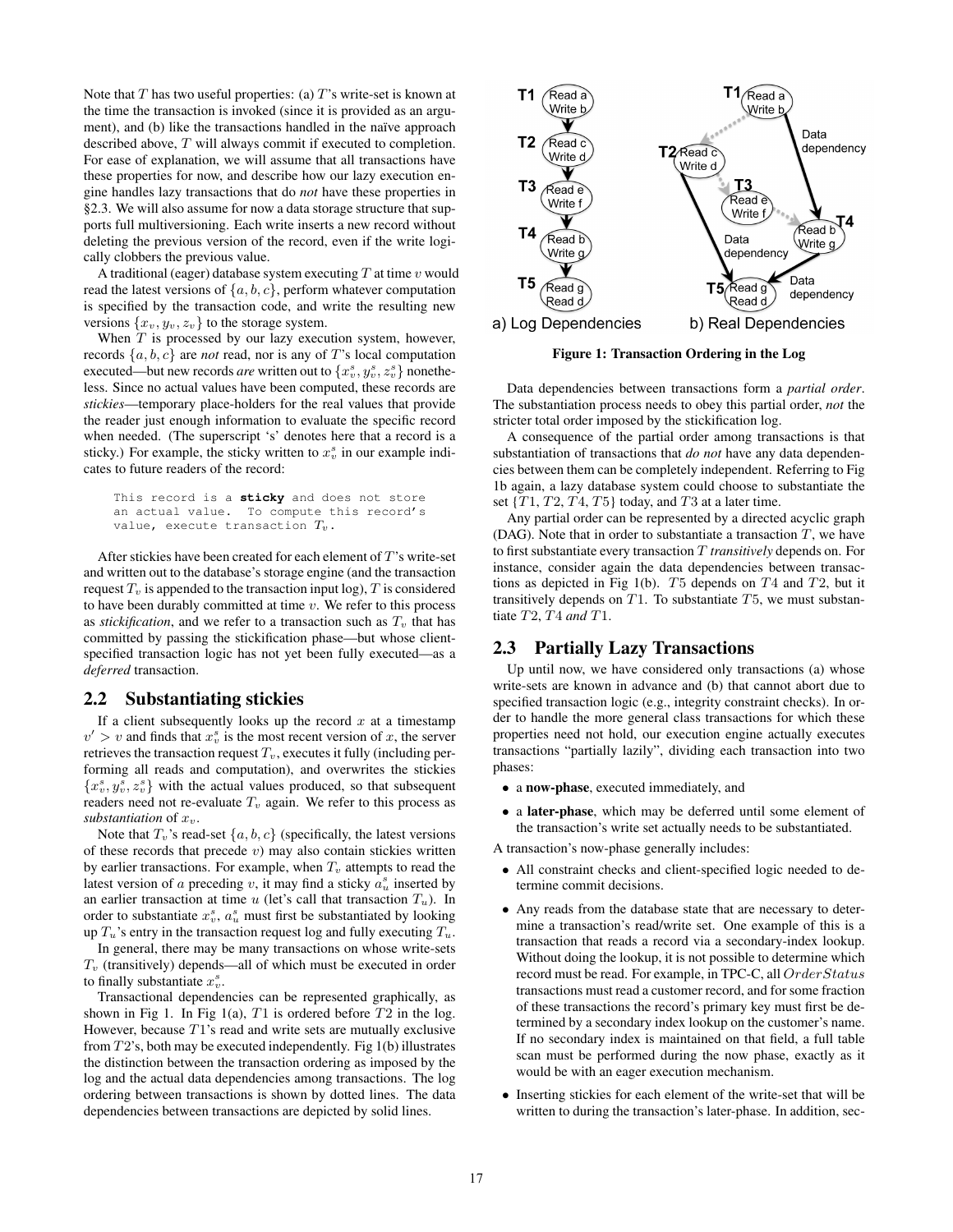Note that $T$ has two useful properties: (a) $T$'s write-set is known at the time the transaction is invoked (since it is provided as an argument), and (b) like the transactions handled in the naïve approach described above, $T$ will always commit if executed to completion. For ease of explanation, we will assume that all transactions have these properties for now, and describe how our lazy execution engine handles lazy transactions that do *not* have these properties in §2.3. We will also assume for now a data storage structure that supports full multiversioning. Each write inserts a new record without deleting the previous version of the record, even if the write logically clobbers the previous value.

A traditional (eager) database system executing $T$ at time $v$ would read the latest versions of $\{a, b, c\}$, perform whatever computation is specified by the transaction code, and write the resulting new versions $\{x_v, y_v, z_v\}$ to the storage system.

When $T$ is processed by our lazy execution system, however, records $\{a, b, c\}$ are *not* read, nor is any of $T$'s local computation executed—but new records *are* written out to $\{x^s_v, y^s_v, z^s_v\}$ nonetheless. Since no actual values have been computed, these records are *stickies*—temporary place-holders for the real values that provide the reader just enough information to evaluate the specific record when needed. (The superscript 's' denotes here that a record is a sticky.) For example, the sticky written to $x^s_v$ in our example indicates to future readers of the record:

```
This record is a sticky and does not store
an actual value.  To compute this record's
value, execute transaction T_v.
```

After stickies have been created for each element of $T$'s write-set and written out to the database's storage engine (and the transaction request $T_v$ is appended to the transaction input log), $T$ is considered to have been durably committed at time $v$. We refer to this process as *stickification*, and we refer to a transaction such as $T_v$ that has committed by passing the stickification phase—but whose client-specified transaction logic has not yet been fully executed—as a *deferred* transaction.

## 2.2 Substantiating stickies

If a client subsequently looks up the record $x$ at a timestamp $v' > v$ and finds that $x^s_v$ is the most recent version of $x$, the server retrieves the transaction request $T_v$, executes it fully (including performing all reads and computation), and overwrites the stickies $\{x^s_v, y^s_v, z^s_v\}$ with the actual values produced, so that subsequent readers need not re-evaluate $T_v$ again. We refer to this process as *substantiation* of $x_v$.

Note that $T_v$'s read-set $\{a, b, c\}$ (specifically, the latest versions of these records that precede $v$) may also contain stickies written by earlier transactions. For example, when $T_v$ attempts to read the latest version of $a$ preceding $v$, it may find a sticky $a^s_u$ inserted by an earlier transaction at time $u$ (let's call that transaction $T_u$). In order to substantiate $x^s_v$, $a^s_u$ must first be substantiated by looking up $T_u$'s entry in the transaction request log and fully executing $T_u$.

In general, there may be many transactions on whose write-sets $T_v$ (transitively) depends—all of which must be executed in order to finally substantiate $x^s_v$.

Transactional dependencies can be represented graphically, as shown in Fig 1. In Fig 1(a), $T1$ is ordered before $T2$ in the log. However, because $T1$'s read and write sets are mutually exclusive from $T2$'s, both may be executed independently. Fig 1(b) illustrates the distinction between the transaction ordering as imposed by the log and the actual data dependencies among transactions. The log ordering between transactions is shown by dotted lines. The data dependencies between transactions are depicted by solid lines.

**Figure 1: Transaction Ordering in the Log**

Data dependencies between transactions form a *partial order*. The substantiation process needs to obey this partial order, *not* the stricter total order imposed by the stickification log.

A consequence of the partial order among transactions is that substantiation of transactions that *do not* have any data dependencies between them can be completely independent. Referring to Fig 1b again, a lazy database system could choose to substantiate the set $\{T1, T2, T4, T5\}$ today, and $T3$ at a later time.

Any partial order can be represented by a directed acyclic graph (DAG). Note that in order to substantiate a transaction $T$, we have to first substantiate every transaction $T$ *transitively* depends on. For instance, consider again the data dependencies between transactions as depicted in Fig 1(b). $T5$ depends on $T4$ and $T2$, but it transitively depends on $T1$. To substantiate $T5$, we must substantiate $T2$, $T4$ *and* $T1$.

## 2.3 Partially Lazy Transactions

Up until now, we have considered only transactions (a) whose write-sets are known in advance and (b) that cannot abort due to specified transaction logic (e.g., integrity constraint checks). In order to handle the more general class transactions for which these properties need not hold, our execution engine actually executes transactions "partially lazily", dividing each transaction into two phases:

- a **now-phase**, executed immediately, and
- a **later-phase**, which may be deferred until some element of the transaction's write set actually needs to be substantiated.

A transaction's now-phase generally includes:

- All constraint checks and client-specified logic needed to determine commit decisions.
- Any reads from the database state that are necessary to determine a transaction's read/write set. One example of this is a transaction that reads a record via a secondary-index lookup. Without doing the lookup, it is not possible to determine which record must be read. For example, in TPC-C, all $OrderStatus$ transactions must read a customer record, and for some fraction of these transactions the record's primary key must first be determined by a secondary index lookup on the customer's name. If no secondary index is maintained on that field, a full table scan must be performed during the now phase, exactly as it would be with an eager execution mechanism.
- Inserting stickies for each element of the write-set that will be written to during the transaction's later-phase. In addition, sec-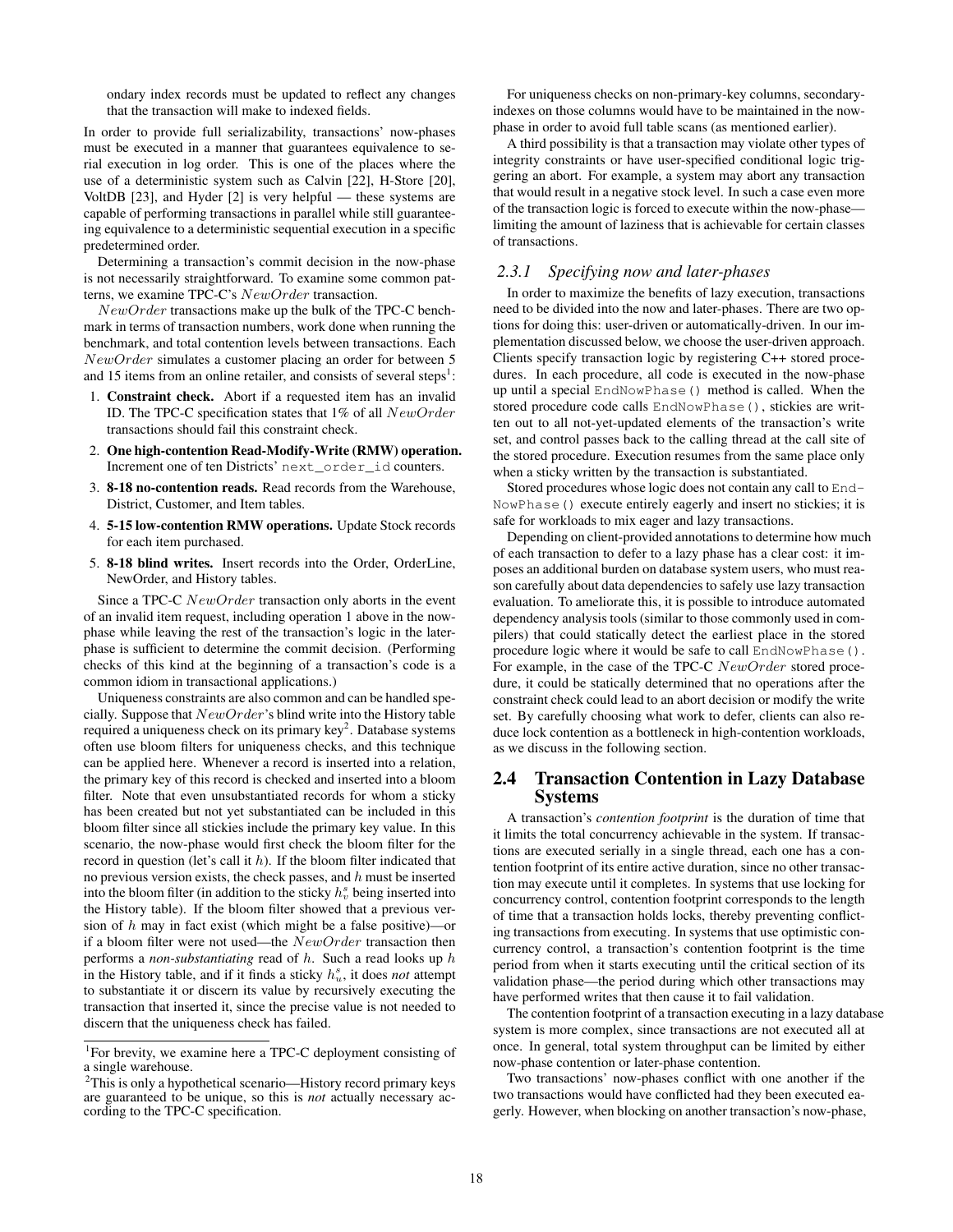ondary index records must be updated to reflect any changes that the transaction will make to indexed fields.

In order to provide full serializability, transactions' now-phases must be executed in a manner that guarantees equivalence to serial execution in log order. This is one of the places where the use of a deterministic system such as Calvin [22], H-Store [20], VoltDB [23], and Hyder [2] is very helpful — these systems are capable of performing transactions in parallel while still guaranteeing equivalence to a deterministic sequential execution in a specific predetermined order.

Determining a transaction's commit decision in the now-phase is not necessarily straightforward. To examine some common patterns, we examine TPC-C's $NewOrder$ transaction.

$NewOrder$ transactions make up the bulk of the TPC-C benchmark in terms of transaction numbers, work done when running the benchmark, and total contention levels between transactions. Each $NewOrder$ simulates a customer placing an order for between 5 and 15 items from an online retailer, and consists of several steps[1]:

1. **Constraint check.** Abort if a requested item has an invalid ID. The TPC-C specification states that 1% of all $NewOrder$ transactions should fail this constraint check.
2. **One high-contention Read-Modify-Write (RMW) operation.** Increment one of ten Districts' `next_order_id` counters.
3. **8-18 no-contention reads.** Read records from the Warehouse, District, Customer, and Item tables.
4. **5-15 low-contention RMW operations.** Update Stock records for each item purchased.
5. **8-18 blind writes.** Insert records into the Order, OrderLine, NewOrder, and History tables.

Since a TPC-C $NewOrder$ transaction only aborts in the event of an invalid item request, including operation 1 above in the now-phase while leaving the rest of the transaction's logic in the later-phase is sufficient to determine the commit decision. (Performing checks of this kind at the beginning of a transaction's code is a common idiom in transactional applications.)

Uniqueness constraints are also common and can be handled specially. Suppose that $NewOrder$'s blind write into the History table required a uniqueness check on its primary key[2]. Database systems often use bloom filters for uniqueness checks, and this technique can be applied here. Whenever a record is inserted into a relation, the primary key of this record is checked and inserted into a bloom filter. Note that even unsubstantiated records for whom a sticky has been created but not yet substantiated can be included in this bloom filter since all stickies include the primary key value. In this scenario, the now-phase would first check the bloom filter for the record in question (let's call it $h$). If the bloom filter indicated that no previous version exists, the check passes, and $h$ must be inserted into the bloom filter (in addition to the sticky $h^s_v$ being inserted into the History table). If the bloom filter showed that a previous version of $h$ may in fact exist (which might be a false positive)—or if a bloom filter were not used—the $NewOrder$ transaction then performs a *non-substantiating* read of $h$. Such a read looks up $h$ in the History table, and if it finds a sticky $h^s_u$, it does *not* attempt to substantiate it or discern its value by recursively executing the transaction that inserted it, since the precise value is not needed to discern that the uniqueness check has failed.

For uniqueness checks on non-primary-key columns, secondary-indexes on those columns would have to be maintained in the now-phase in order to avoid full table scans (as mentioned earlier).

A third possibility is that a transaction may violate other types of integrity constraints or have user-specified conditional logic triggering an abort. For example, a system may abort any transaction that would result in a negative stock level. In such a case even more of the transaction logic is forced to execute within the now-phase—limiting the amount of laziness that is achievable for certain classes of transactions.

### 2.3.1 Specifying now and later-phases

In order to maximize the benefits of lazy execution, transactions need to be divided into the now and later-phases. There are two options for doing this: user-driven or automatically-driven. In our implementation discussed below, we choose the user-driven approach. Clients specify transaction logic by registering C++ stored procedures. In each procedure, all code is executed in the now-phase up until a special `EndNowPhase()` method is called. When the stored procedure code calls `EndNowPhase()`, stickies are written out to all not-yet-updated elements of the transaction's write set, and control passes back to the calling thread at the call site of the stored procedure. Execution resumes from the same place only when a sticky written by the transaction is substantiated.

Stored procedures whose logic does not contain any call to `EndNowPhase()` execute entirely eagerly and insert no stickies; it is safe for workloads to mix eager and lazy transactions.

Depending on client-provided annotations to determine how much of each transaction to defer to a lazy phase has a clear cost: it imposes an additional burden on database system users, who must reason carefully about data dependencies to safely use lazy transaction evaluation. To ameliorate this, it is possible to introduce automated dependency analysis tools (similar to those commonly used in compilers) that could statically detect the earliest place in the stored procedure logic where it would be safe to call `EndNowPhase()`. For example, in the case of the TPC-C $NewOrder$ stored procedure, it could be statically determined that no operations after the constraint check could lead to an abort decision or modify the write set. By carefully choosing what work to defer, clients can also reduce lock contention as a bottleneck in high-contention workloads, as we discuss in the following section.

## 2.4 Transaction Contention in Lazy Database Systems

A transaction's *contention footprint* is the duration of time that it limits the total concurrency achievable in the system. If transactions are executed serially in a single thread, each one has a contention footprint of its entire active duration, since no other transaction may execute until it completes. In systems that use locking for concurrency control, contention footprint corresponds to the length of time that a transaction holds locks, thereby preventing conflicting transactions from executing. In systems that use optimistic concurrency control, a transaction's contention footprint is the time period from when it starts executing until the critical section of its validation phase—the period during which other transactions may have performed writes that then cause it to fail validation.

The contention footprint of a transaction executing in a lazy database system is more complex, since transactions are not executed all at once. In general, total system throughput can be limited by either now-phase contention or later-phase contention.

Two transactions' now-phases conflict with one another if the two transactions would have conflicted had they been executed eagerly. However, when blocking on another transaction's now-phase,

[1]For brevity, we examine here a TPC-C deployment consisting of a single warehouse.

[2]This is only a hypothetical scenario—History record primary keys are guaranteed to be unique, so this is *not* actually necessary according to the TPC-C specification.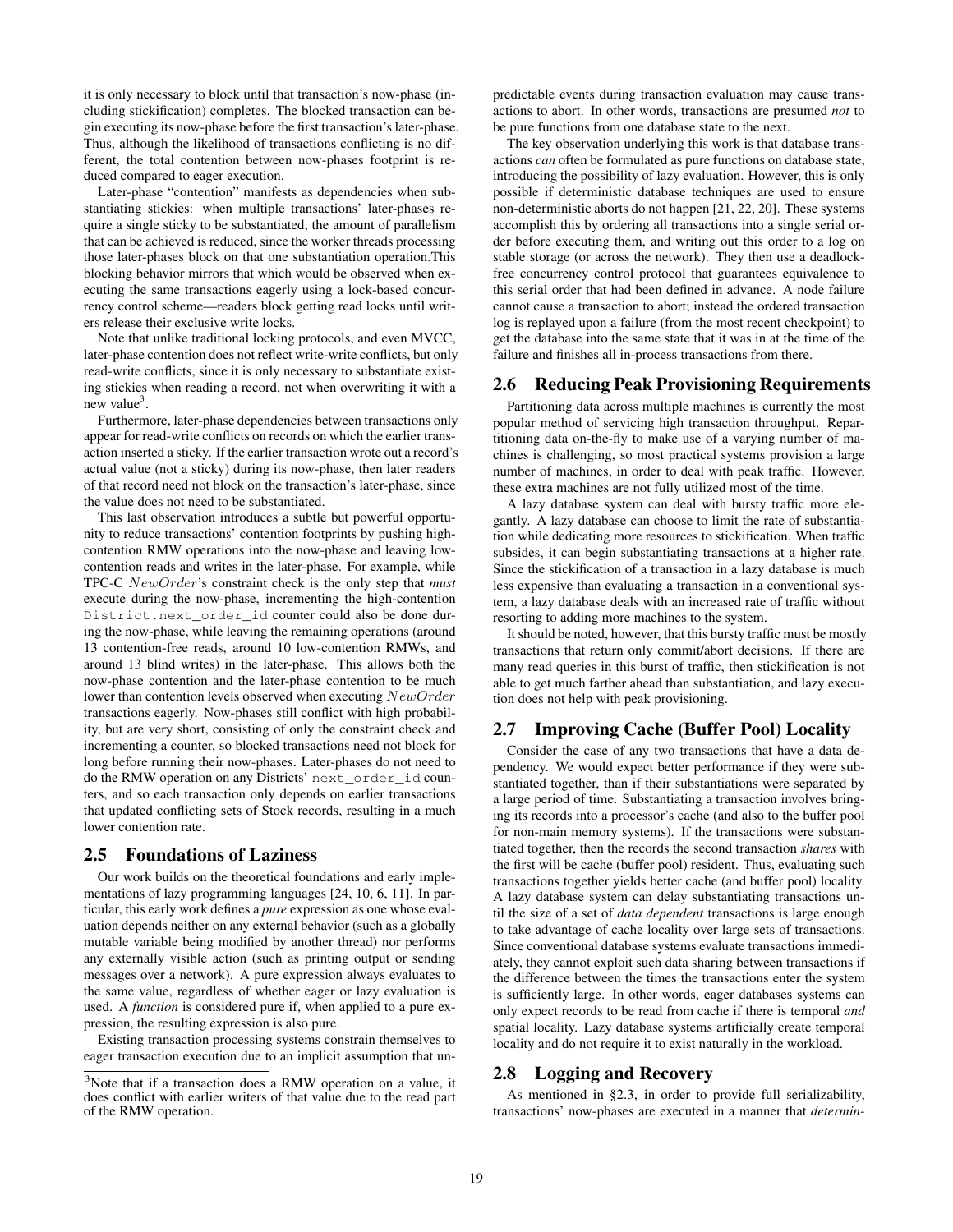it is only necessary to block until that transaction's now-phase (including stickification) completes. The blocked transaction can begin executing its now-phase before the first transaction's later-phase. Thus, although the likelihood of transactions conflicting is no different, the total contention between now-phases footprint is reduced compared to eager execution.

Later-phase "contention" manifests as dependencies when substantiating stickies: when multiple transactions' later-phases require a single sticky to be substantiated, the amount of parallelism that can be achieved is reduced, since the worker threads processing those later-phases block on that one substantiation operation.This blocking behavior mirrors that which would be observed when executing the same transactions eagerly using a lock-based concurrency control scheme—readers block getting read locks until writers release their exclusive write locks.

Note that unlike traditional locking protocols, and even MVCC, later-phase contention does not reflect write-write conflicts, but only read-write conflicts, since it is only necessary to substantiate existing stickies when reading a record, not when overwriting it with a new value[3].

Furthermore, later-phase dependencies between transactions only appear for read-write conflicts on records on which the earlier transaction inserted a sticky. If the earlier transaction wrote out a record's actual value (not a sticky) during its now-phase, then later readers of that record need not block on the transaction's later-phase, since the value does not need to be substantiated.

This last observation introduces a subtle but powerful opportunity to reduce transactions' contention footprints by pushing high-contention RMW operations into the now-phase and leaving low-contention reads and writes in the later-phase. For example, while TPC-C *NewOrder*'s constraint check is the only step that *must* execute during the now-phase, incrementing the high-contention `District.next_order_id` counter could also be done during the now-phase, while leaving the remaining operations (around 13 contention-free reads, around 10 low-contention RMWs, and around 13 blind writes) in the later-phase. This allows both the now-phase contention and the later-phase contention to be much lower than contention levels observed when executing *NewOrder* transactions eagerly. Now-phases still conflict with high probability, but are very short, consisting of only the constraint check and incrementing a counter, so blocked transactions need not block for long before running their now-phases. Later-phases do not need to do the RMW operation on any Districts' `next_order_id` counters, and so each transaction only depends on earlier transactions that updated conflicting sets of Stock records, resulting in a much lower contention rate.

## 2.5 Foundations of Laziness

Our work builds on the theoretical foundations and early implementations of lazy programming languages [24, 10, 6, 11]. In particular, this early work defines a *pure* expression as one whose evaluation depends neither on any external behavior (such as a globally mutable variable being modified by another thread) nor performs any externally visible action (such as printing output or sending messages over a network). A pure expression always evaluates to the same value, regardless of whether eager or lazy evaluation is used. A *function* is considered pure if, when applied to a pure expression, the resulting expression is also pure.

Existing transaction processing systems constrain themselves to eager transaction execution due to an implicit assumption that unpredictable events during transaction evaluation may cause transactions to abort. In other words, transactions are presumed *not* to be pure functions from one database state to the next.

The key observation underlying this work is that database transactions *can* often be formulated as pure functions on database state, introducing the possibility of lazy evaluation. However, this is only possible if deterministic database techniques are used to ensure non-deterministic aborts do not happen [21, 22, 20]. These systems accomplish this by ordering all transactions into a single serial order before executing them, and writing out this order to a log on stable storage (or across the network). They then use a deadlock-free concurrency control protocol that guarantees equivalence to this serial order that had been defined in advance. A node failure cannot cause a transaction to abort; instead the ordered transaction log is replayed upon a failure (from the most recent checkpoint) to get the database into the same state that it was in at the time of the failure and finishes all in-process transactions from there.

## 2.6 Reducing Peak Provisioning Requirements

Partitioning data across multiple machines is currently the most popular method of servicing high transaction throughput. Repartitioning data on-the-fly to make use of a varying number of machines is challenging, so most practical systems provision a large number of machines, in order to deal with peak traffic. However, these extra machines are not fully utilized most of the time.

A lazy database system can deal with bursty traffic more elegantly. A lazy database can choose to limit the rate of substantiation while dedicating more resources to stickification. When traffic subsides, it can begin substantiating transactions at a higher rate. Since the stickification of a transaction in a lazy database is much less expensive than evaluating a transaction in a conventional system, a lazy database deals with an increased rate of traffic without resorting to adding more machines to the system.

It should be noted, however, that this bursty traffic must be mostly transactions that return only commit/abort decisions. If there are many read queries in this burst of traffic, then stickification is not able to get much farther ahead than substantiation, and lazy execution does not help with peak provisioning.

## 2.7 Improving Cache (Buffer Pool) Locality

Consider the case of any two transactions that have a data dependency. We would expect better performance if they were substantiated together, than if their substantiations were separated by a large period of time. Substantiating a transaction involves bringing its records into a processor's cache (and also to the buffer pool for non-main memory systems). If the transactions were substantiated together, then the records the second transaction *shares* with the first will be cache (buffer pool) resident. Thus, evaluating such transactions together yields better cache (buffer pool) locality. A lazy database system can delay substantiating transactions until the size of a set of *data dependent* transactions is large enough to take advantage of cache locality over large sets of transactions. Since conventional database systems evaluate transactions immediately, they cannot exploit such data sharing between transactions if the difference between the times the transactions enter the system is sufficiently large. In other words, eager databases systems can only expect records to be read from cache if there is temporal *and* spatial locality. Lazy database systems artificially create temporal locality and do not require it to exist naturally in the workload.

## 2.8 Logging and Recovery

As mentioned in §2.3, in order to provide full serializability, transactions' now-phases are executed in a manner that *determin-*

[3]Note that if a transaction does a RMW operation on a value, it does conflict with earlier writers of that value due to the read part of the RMW operation.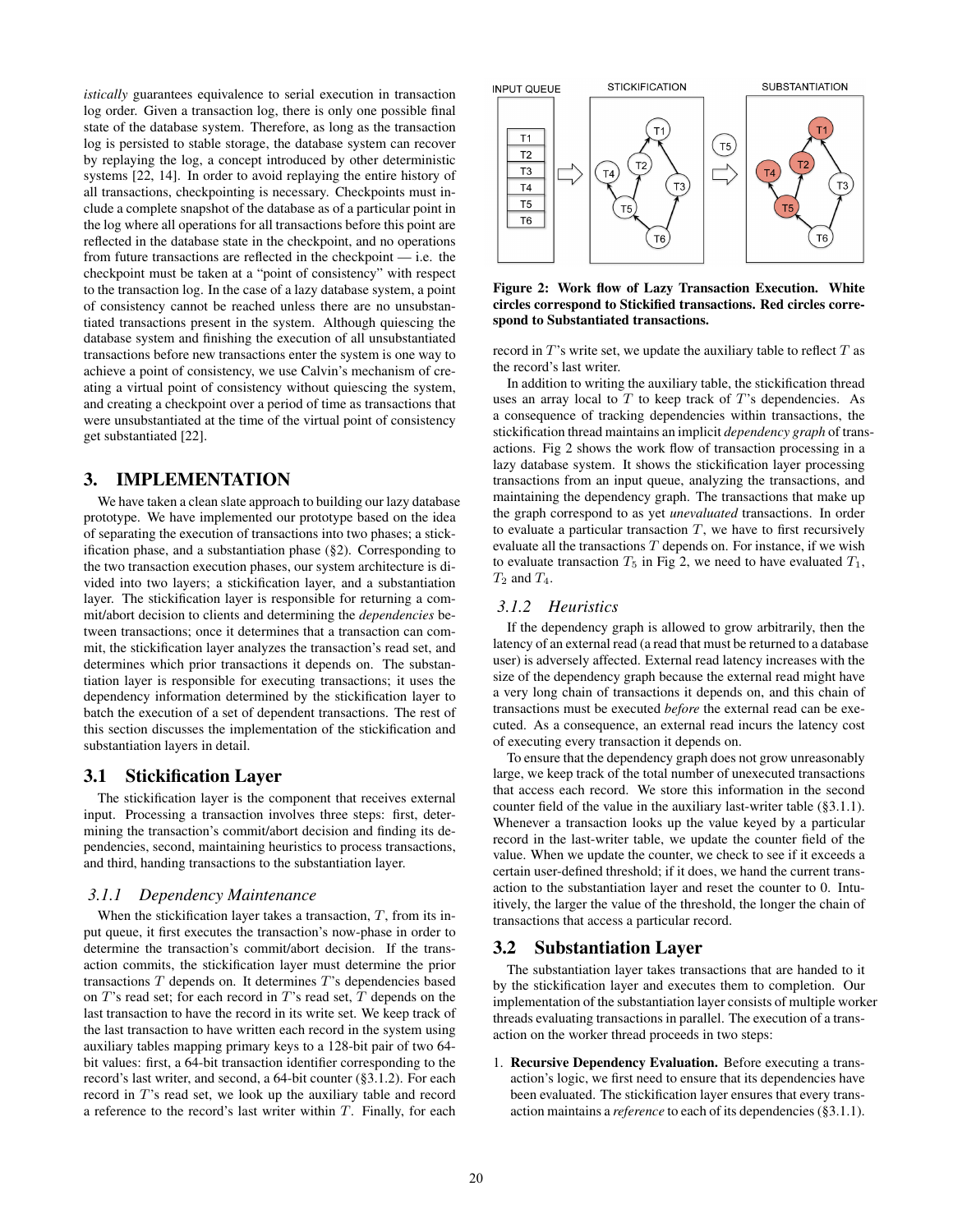*istically* guarantees equivalence to serial execution in transaction log order. Given a transaction log, there is only one possible final state of the database system. Therefore, as long as the transaction log is persisted to stable storage, the database system can recover by replaying the log, a concept introduced by other deterministic systems [22, 14]. In order to avoid replaying the entire history of all transactions, checkpointing is necessary. Checkpoints must include a complete snapshot of the database as of a particular point in the log where all operations for all transactions before this point are reflected in the database state in the checkpoint, and no operations from future transactions are reflected in the checkpoint — i.e. the checkpoint must be taken at a "point of consistency" with respect to the transaction log. In the case of a lazy database system, a point of consistency cannot be reached unless there are no unsubstantiated transactions present in the system. Although quiescing the database system and finishing the execution of all unsubstantiated transactions before new transactions enter the system is one way to achieve a point of consistency, we use Calvin's mechanism of creating a virtual point of consistency without quiescing the system, and creating a checkpoint over a period of time as transactions that were unsubstantiated at the time of the virtual point of consistency get substantiated [22].

# 3. IMPLEMENTATION

We have taken a clean slate approach to building our lazy database prototype. We have implemented our prototype based on the idea of separating the execution of transactions into two phases; a stickification phase, and a substantiation phase (§2). Corresponding to the two transaction execution phases, our system architecture is divided into two layers; a stickification layer, and a substantiation layer. The stickification layer is responsible for returning a commit/abort decision to clients and determining the *dependencies* between transactions; once it determines that a transaction can commit, the stickification layer analyzes the transaction's read set, and determines which prior transactions it depends on. The substantiation layer is responsible for executing transactions; it uses the dependency information determined by the stickification layer to batch the execution of a set of dependent transactions. The rest of this section discusses the implementation of the stickification and substantiation layers in detail.

## 3.1 Stickification Layer

The stickification layer is the component that receives external input. Processing a transaction involves three steps: first, determining the transaction's commit/abort decision and finding its dependencies, second, maintaining heuristics to process transactions, and third, handing transactions to the substantiation layer.

### 3.1.1 Dependency Maintenance

When the stickification layer takes a transaction, $T$, from its input queue, it first executes the transaction's now-phase in order to determine the transaction's commit/abort decision. If the transaction commits, the stickification layer must determine the prior transactions $T$ depends on. It determines $T$'s dependencies based on $T$'s read set; for each record in $T$'s read set, $T$ depends on the last transaction to have the record in its write set. We keep track of the last transaction to have written each record in the system using auxiliary tables mapping primary keys to a 128-bit pair of two 64-bit values: first, a 64-bit transaction identifier corresponding to the record's last writer, and second, a 64-bit counter (§3.1.2). For each record in $T$'s read set, we look up the auxiliary table and record a reference to the record's last writer within $T$. Finally, for each record in $T$'s write set, we update the auxiliary table to reflect $T$ as the record's last writer.

**Figure 2: Work flow of Lazy Transaction Execution. White circles correspond to Stickified transactions. Red circles correspond to Substantiated transactions.**

In addition to writing the auxiliary table, the stickification thread uses an array local to $T$ to keep track of $T$'s dependencies. As a consequence of tracking dependencies within transactions, the stickification thread maintains an implicit *dependency graph* of transactions. Fig 2 shows the work flow of transaction processing in a lazy database system. It shows the stickification layer processing transactions from an input queue, analyzing the transactions, and maintaining the dependency graph. The transactions that make up the graph correspond to as yet *unevaluated* transactions. In order to evaluate a particular transaction $T$, we have to first recursively evaluate all the transactions $T$ depends on. For instance, if we wish to evaluate transaction $T_5$ in Fig 2, we need to have evaluated $T_1$, $T_2$ and $T_4$.

### 3.1.2 Heuristics

If the dependency graph is allowed to grow arbitrarily, then the latency of an external read (a read that must be returned to a database user) is adversely affected. External read latency increases with the size of the dependency graph because the external read might have a very long chain of transactions it depends on, and this chain of transactions must be executed *before* the external read can be executed. As a consequence, an external read incurs the latency cost of executing every transaction it depends on.

To ensure that the dependency graph does not grow unreasonably large, we keep track of the total number of unexecuted transactions that access each record. We store this information in the second counter field of the value in the auxiliary last-writer table (§3.1.1). Whenever a transaction looks up the value keyed by a particular record in the last-writer table, we update the counter field of the value. When we update the counter, we check to see if it exceeds a certain user-defined threshold; if it does, we hand the current transaction to the substantiation layer and reset the counter to 0. Intuitively, the larger the value of the threshold, the longer the chain of transactions that access a particular record.

## 3.2 Substantiation Layer

The substantiation layer takes transactions that are handed to it by the stickification layer and executes them to completion. Our implementation of the substantiation layer consists of multiple worker threads evaluating transactions in parallel. The execution of a transaction on the worker thread proceeds in two steps:

1. **Recursive Dependency Evaluation.** Before executing a transaction's logic, we first need to ensure that its dependencies have been evaluated. The stickification layer ensures that every transaction maintains a *reference* to each of its dependencies (§3.1.1).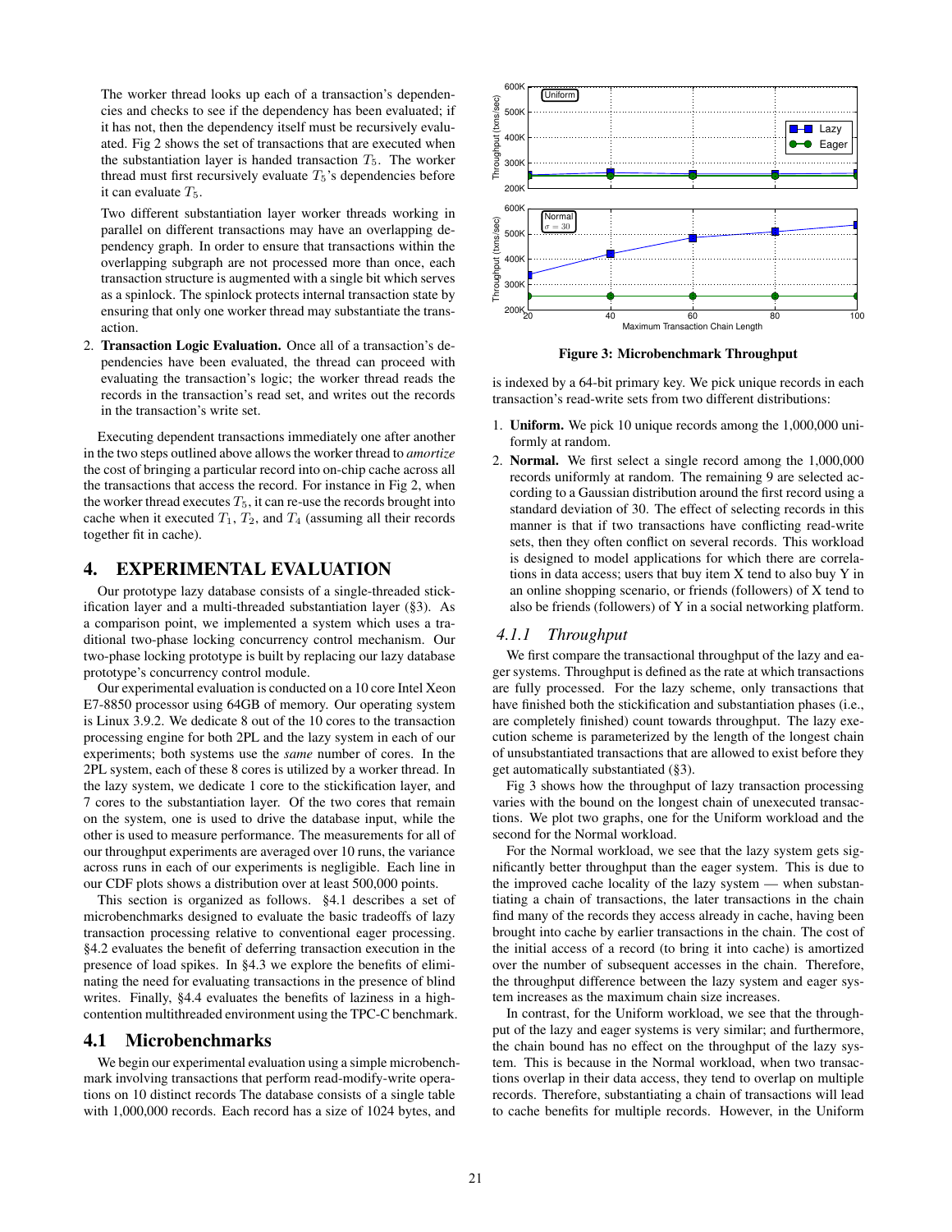The worker thread looks up each of a transaction's dependencies and checks to see if the dependency has been evaluated; if it has not, then the dependency itself must be recursively evaluated. Fig 2 shows the set of transactions that are executed when the substantiation layer is handed transaction $T_5$. The worker thread must first recursively evaluate $T_5$'s dependencies before it can evaluate $T_5$.

Two different substantiation layer worker threads working in parallel on different transactions may have an overlapping dependency graph. In order to ensure that transactions within the overlapping subgraph are not processed more than once, each transaction structure is augmented with a single bit which serves as a spinlock. The spinlock protects internal transaction state by ensuring that only one worker thread may substantiate the transaction.

2. **Transaction Logic Evaluation.** Once all of a transaction's dependencies have been evaluated, the thread can proceed with evaluating the transaction's logic; the worker thread reads the records in the transaction's read set, and writes out the records in the transaction's write set.

Executing dependent transactions immediately one after another in the two steps outlined above allows the worker thread to *amortize* the cost of bringing a particular record into on-chip cache across all the transactions that access the record. For instance in Fig 2, when the worker thread executes $T_5$, it can re-use the records brought into cache when it executed $T_1$, $T_2$, and $T_4$ (assuming all their records together fit in cache).

# 4. EXPERIMENTAL EVALUATION

Our prototype lazy database consists of a single-threaded stickification layer and a multi-threaded substantiation layer (§3). As a comparison point, we implemented a system which uses a traditional two-phase locking concurrency control mechanism. Our two-phase locking prototype is built by replacing our lazy database prototype's concurrency control module.

Our experimental evaluation is conducted on a 10 core Intel Xeon E7-8850 processor using 64GB of memory. Our operating system is Linux 3.9.2. We dedicate 8 out of the 10 cores to the transaction processing engine for both 2PL and the lazy system in each of our experiments; both systems use the *same* number of cores. In the 2PL system, each of these 8 cores is utilized by a worker thread. In the lazy system, we dedicate 1 core to the stickification layer, and 7 cores to the substantiation layer. Of the two cores that remain on the system, one is used to drive the database input, while the other is used to measure performance. The measurements for all of our throughput experiments are averaged over 10 runs, the variance across runs in each of our experiments is negligible. Each line in our CDF plots shows a distribution over at least 500,000 points.

This section is organized as follows. §4.1 describes a set of microbenchmarks designed to evaluate the basic tradeoffs of lazy transaction processing relative to conventional eager processing. §4.2 evaluates the benefit of deferring transaction execution in the presence of load spikes. In §4.3 we explore the benefits of eliminating the need for evaluating transactions in the presence of blind writes. Finally, §4.4 evaluates the benefits of laziness in a high-contention multithreaded environment using the TPC-C benchmark.

## 4.1 Microbenchmarks

We begin our experimental evaluation using a simple microbenchmark involving transactions that perform read-modify-write operations on 10 distinct records The database consists of a single table with 1,000,000 records. Each record has a size of 1024 bytes, and is indexed by a 64-bit primary key. We pick unique records in each transaction's read-write sets from two different distributions:

1. **Uniform.** We pick 10 unique records among the 1,000,000 uniformly at random.
2. **Normal.** We first select a single record among the 1,000,000 records uniformly at random. The remaining 9 are selected according to a Gaussian distribution around the first record using a standard deviation of 30. The effect of selecting records in this manner is that if two transactions have conflicting read-write sets, then they often conflict on several records. This workload is designed to model applications for which there are correlations in data access; users that buy item X tend to also buy Y in an online shopping scenario, or friends (followers) of X tend to also be friends (followers) of Y in a social networking platform.

**Figure 3: Microbenchmark Throughput**

### 4.1.1 Throughput

We first compare the transactional throughput of the lazy and eager systems. Throughput is defined as the rate at which transactions are fully processed. For the lazy scheme, only transactions that have finished both the stickification and substantiation phases (i.e., are completely finished) count towards throughput. The lazy execution scheme is parameterized by the length of the longest chain of unsubstantiated transactions that are allowed to exist before they get automatically substantiated (§3).

Fig 3 shows how the throughput of lazy transaction processing varies with the bound on the longest chain of unexecuted transactions. We plot two graphs, one for the Uniform workload and the second for the Normal workload.

For the Normal workload, we see that the lazy system gets significantly better throughput than the eager system. This is due to the improved cache locality of the lazy system — when substantiating a chain of transactions, the later transactions in the chain find many of the records they access already in cache, having been brought into cache by earlier transactions in the chain. The cost of the initial access of a record (to bring it into cache) is amortized over the number of subsequent accesses in the chain. Therefore, the throughput difference between the lazy system and eager system increases as the maximum chain size increases.

In contrast, for the Uniform workload, we see that the throughput of the lazy and eager systems is very similar; and furthermore, the chain bound has no effect on the throughput of the lazy system. This is because in the Normal workload, when two transactions overlap in their data access, they tend to overlap on multiple records. Therefore, substantiating a chain of transactions will lead to cache benefits for multiple records. However, in the Uniform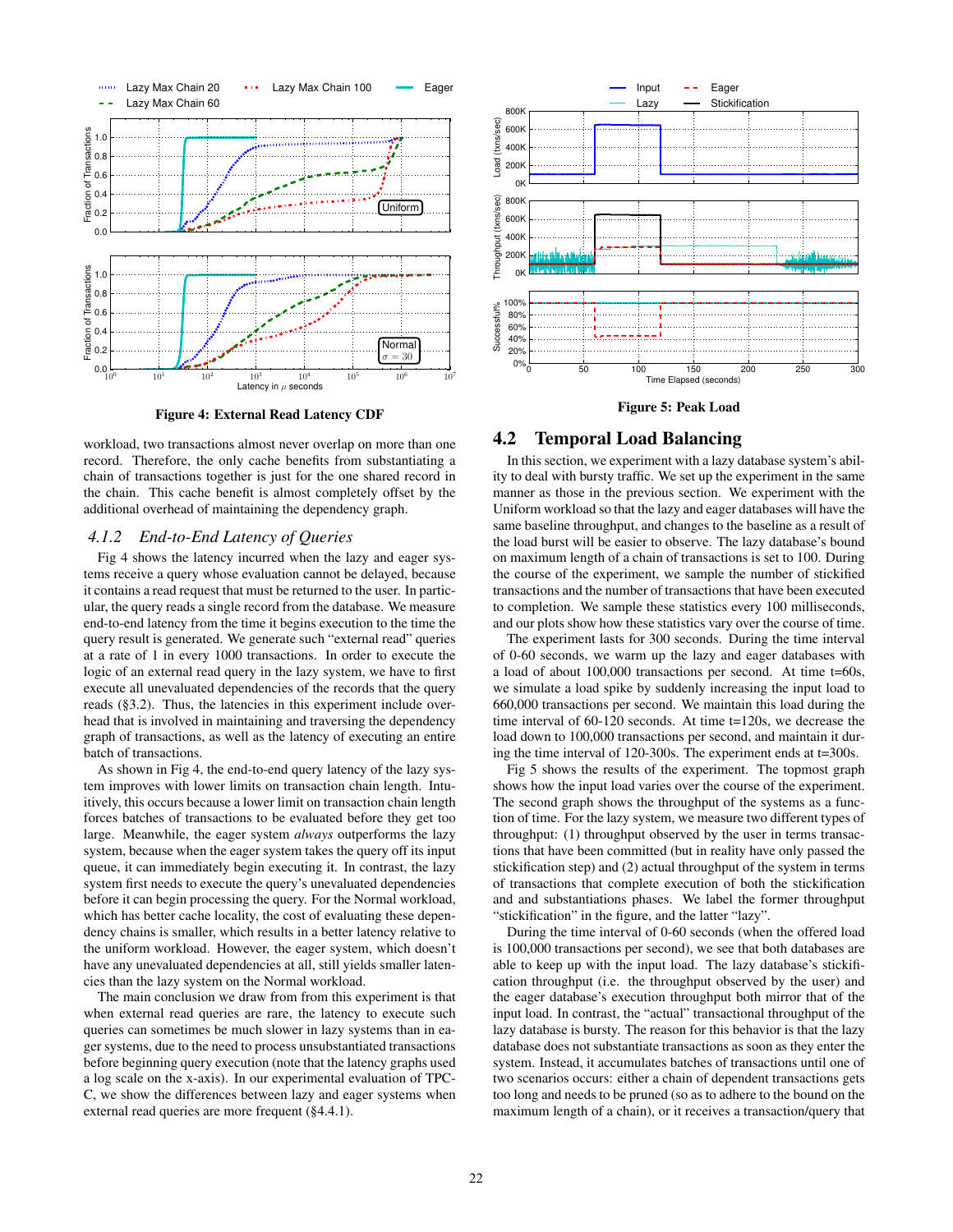Figure 4: External Read Latency CDF

Figure 5: Peak Load

workload, two transactions almost never overlap on more than one record. Therefore, the only cache benefits from substantiating a chain of transactions together is just for the one shared record in the chain. This cache benefit is almost completely offset by the additional overhead of maintaining the dependency graph.

### 4.1.2 End-to-End Latency of Queries

Fig 4 shows the latency incurred when the lazy and eager systems receive a query whose evaluation cannot be delayed, because it contains a read request that must be returned to the user. In particular, the query reads a single record from the database. We measure end-to-end latency from the time it begins execution to the time the query result is generated. We generate such "external read" queries at a rate of 1 in every 1000 transactions. In order to execute the logic of an external read query in the lazy system, we have to first execute all unevaluated dependencies of the records that the query reads (§3.2). Thus, the latencies in this experiment include overhead that is involved in maintaining and traversing the dependency graph of transactions, as well as the latency of executing an entire batch of transactions.

As shown in Fig 4, the end-to-end query latency of the lazy system improves with lower limits on transaction chain length. Intuitively, this occurs because a lower limit on transaction chain length forces batches of transactions to be evaluated before they get too large. Meanwhile, the eager system *always* outperforms the lazy system, because when the eager system takes the query off its input queue, it can immediately begin executing it. In contrast, the lazy system first needs to execute the query's unevaluated dependencies before it can begin processing the query. For the Normal workload, which has better cache locality, the cost of evaluating these dependency chains is smaller, which results in a better latency relative to the uniform workload. However, the eager system, which doesn't have any unevaluated dependencies at all, still yields smaller latencies than the lazy system on the Normal workload.

The main conclusion we draw from from this experiment is that when external read queries are rare, the latency to execute such queries can sometimes be much slower in lazy systems than in eager systems, due to the need to process unsubstantiated transactions before beginning query execution (note that the latency graphs used a log scale on the x-axis). In our experimental evaluation of TPC-C, we show the differences between lazy and eager systems when external read queries are more frequent (§4.4.1).

## 4.2 Temporal Load Balancing

In this section, we experiment with a lazy database system's ability to deal with bursty traffic. We set up the experiment in the same manner as those in the previous section. We experiment with the Uniform workload so that the lazy and eager databases will have the same baseline throughput, and changes to the baseline as a result of the load burst will be easier to observe. The lazy database's bound on maximum length of a chain of transactions is set to 100. During the course of the experiment, we sample the number of stickified transactions and the number of transactions that have been executed to completion. We sample these statistics every 100 milliseconds, and our plots show how these statistics vary over the course of time.

The experiment lasts for 300 seconds. During the time interval of 0-60 seconds, we warm up the lazy and eager databases with a load of about 100,000 transactions per second. At time t=60s, we simulate a load spike by suddenly increasing the input load to 660,000 transactions per second. We maintain this load during the time interval of 60-120 seconds. At time t=120s, we decrease the load down to 100,000 transactions per second, and maintain it during the time interval of 120-300s. The experiment ends at t=300s.

Fig 5 shows the results of the experiment. The topmost graph shows how the input load varies over the course of the experiment. The second graph shows the throughput of the systems as a function of time. For the lazy system, we measure two different types of throughput: (1) throughput observed by the user in terms transactions that have been committed (but in reality have only passed the stickification step) and (2) actual throughput of the system in terms of transactions that complete execution of both the stickification and and substantiations phases. We label the former throughput "stickification" in the figure, and the latter "lazy".

During the time interval of 0-60 seconds (when the offered load is 100,000 transactions per second), we see that both databases are able to keep up with the input load. The lazy database's stickification throughput (i.e. the throughput observed by the user) and the eager database's execution throughput both mirror that of the input load. In contrast, the "actual" transactional throughput of the lazy database is bursty. The reason for this behavior is that the lazy database does not substantiate transactions as soon as they enter the system. Instead, it accumulates batches of transactions until one of two scenarios occurs: either a chain of dependent transactions gets too long and needs to be pruned (so as to adhere to the bound on the maximum length of a chain), or it receives a transaction/query that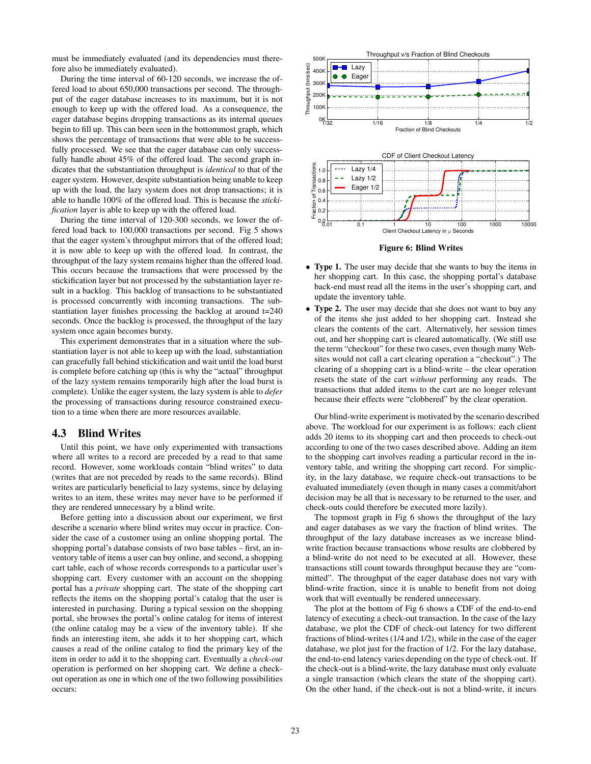must be immediately evaluated (and its dependencies must therefore also be immediately evaluated).

During the time interval of 60-120 seconds, we increase the offered load to about 650,000 transactions per second. The throughput of the eager database increases to its maximum, but it is not enough to keep up with the offered load. As a consequence, the eager database begins dropping transactions as its internal queues begin to fill up. This can been seen in the bottommost graph, which shows the percentage of transactions that were able to be successfully processed. We see that the eager database can only successfully handle about 45% of the offered load. The second graph indicates that the substantiation throughput is *identical* to that of the eager system. However, despite substantiation being unable to keep up with the load, the lazy system does not drop transactions; it is able to handle 100% of the offered load. This is because the *stickification* layer is able to keep up with the offered load.

During the time interval of 120-300 seconds, we lower the offered load back to 100,000 transactions per second. Fig 5 shows that the eager system's throughput mirrors that of the offered load; it is now able to keep up with the offered load. In contrast, the throughput of the lazy system remains higher than the offered load. This occurs because the transactions that were processed by the stickification layer but not processed by the substantiation layer result in a backlog. This backlog of transactions to be substantiated is processed concurrently with incoming transactions. The substantiation layer finishes processing the backlog at around t=240 seconds. Once the backlog is processed, the throughput of the lazy system once again becomes bursty.

This experiment demonstrates that in a situation where the substantiation layer is not able to keep up with the load, substantiation can gracefully fall behind stickification and wait until the load burst is complete before catching up (this is why the "actual" throughput of the lazy system remains temporarily high after the load burst is complete). Unlike the eager system, the lazy system is able to *defer* the processing of transactions during resource constrained execution to a time when there are more resources available.

## 4.3 Blind Writes

Until this point, we have only experimented with transactions where all writes to a record are preceded by a read to that same record. However, some workloads contain "blind writes" to data (writes that are not preceded by reads to the same records). Blind writes are particularly beneficial to lazy systems, since by delaying writes to an item, these writes may never have to be performed if they are rendered unnecessary by a blind write.

Before getting into a discussion about our experiment, we first describe a scenario where blind writes may occur in practice. Consider the case of a customer using an online shopping portal. The shopping portal's database consists of two base tables – first, an inventory table of items a user can buy online, and second, a shopping cart table, each of whose records corresponds to a particular user's shopping cart. Every customer with an account on the shopping portal has a *private* shopping cart. The state of the shopping cart reflects the items on the shopping portal's catalog that the user is interested in purchasing. During a typical session on the shopping portal, she browses the portal's online catalog for items of interest (the online catalog may be a view of the inventory table). If she finds an interesting item, she adds it to her shopping cart, which causes a read of the online catalog to find the primary key of the item in order to add it to the shopping cart. Eventually a *check-out* operation is performed on her shopping cart. We define a check-out operation as one in which one of the two following possibilities occurs:

**Figure 6: Blind Writes**

- **Type 1.** The user may decide that she wants to buy the items in her shopping cart. In this case, the shopping portal's database back-end must read all the items in the user's shopping cart, and update the inventory table.
- **Type 2.** The user may decide that she does not want to buy any of the items she just added to her shopping cart. Instead she clears the contents of the cart. Alternatively, her session times out, and her shopping cart is cleared automatically. (We still use the term "checkout" for these two cases, even though many Websites would not call a cart clearing operation a "checkout".) The clearing of a shopping cart is a blind-write – the clear operation resets the state of the cart *without* performing any reads. The transactions that added items to the cart are no longer relevant because their effects were "clobbered" by the clear operation.

Our blind-write experiment is motivated by the scenario described above. The workload for our experiment is as follows: each client adds 20 items to its shopping cart and then proceeds to check-out according to one of the two cases described above. Adding an item to the shopping cart involves reading a particular record in the inventory table, and writing the shopping cart record. For simplicity, in the lazy database, we require check-out transactions to be evaluated immediately (even though in many cases a commit/abort decision may be all that is necessary to be returned to the user, and check-outs could therefore be executed more lazily).

The topmost graph in Fig 6 shows the throughput of the lazy and eager databases as we vary the fraction of blind writes. The throughput of the lazy database increases as we increase blind-write fraction because transactions whose results are clobbered by a blind-write do not need to be executed at all. However, these transactions still count towards throughput because they are "committed". The throughput of the eager database does not vary with blind-write fraction, since it is unable to benefit from not doing work that will eventually be rendered unnecessary.

The plot at the bottom of Fig 6 shows a CDF of the end-to-end latency of executing a check-out transaction. In the case of the lazy database, we plot the CDF of check-out latency for two different fractions of blind-writes (1/4 and 1/2), while in the case of the eager database, we plot just for the fraction of 1/2. For the lazy database, the end-to-end latency varies depending on the type of check-out. If the check-out is a blind-write, the lazy database must only evaluate a single transaction (which clears the state of the shopping cart). On the other hand, if the check-out is not a blind-write, it incurs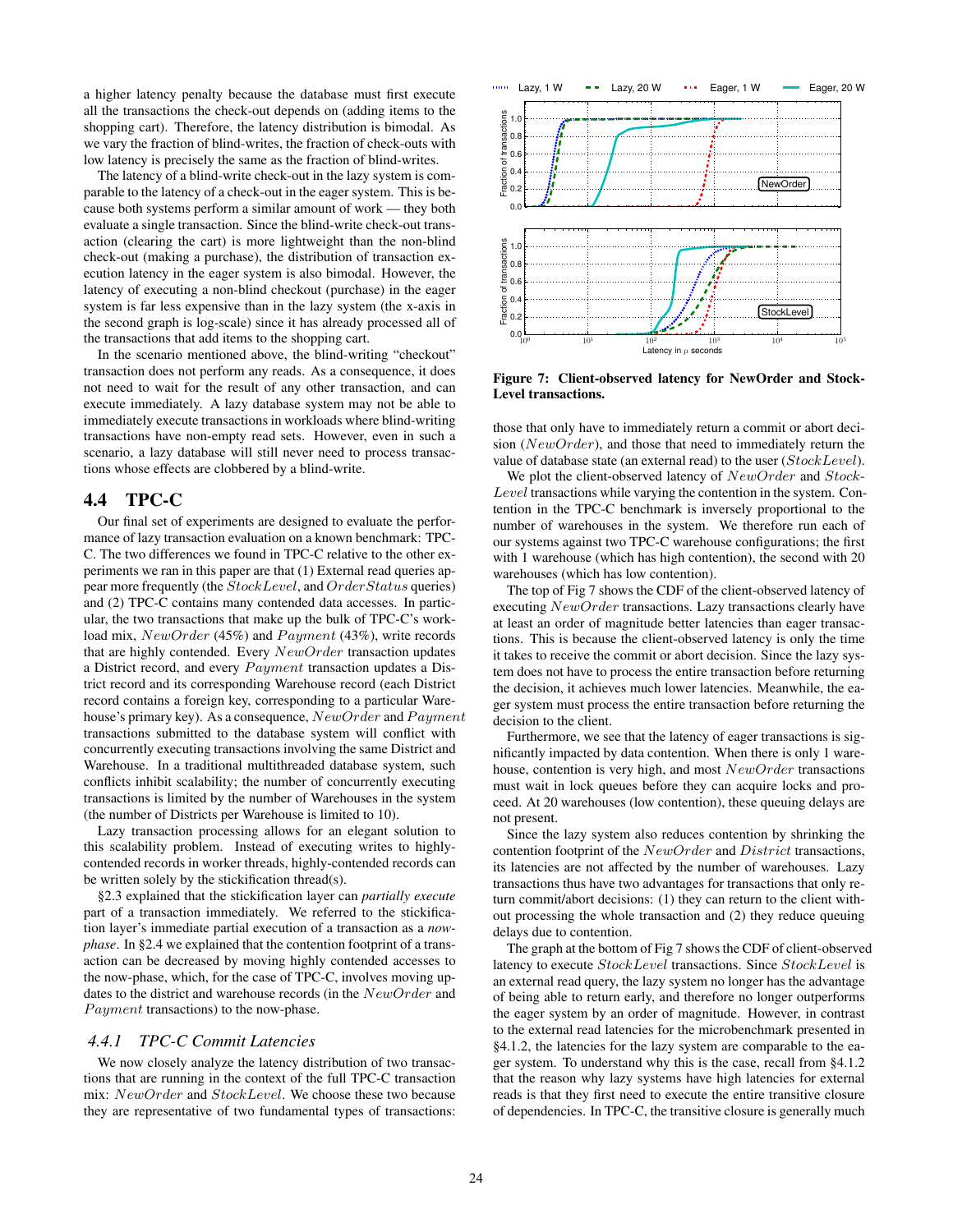a higher latency penalty because the database must first execute all the transactions the check-out depends on (adding items to the shopping cart). Therefore, the latency distribution is bimodal. As we vary the fraction of blind-writes, the fraction of check-outs with low latency is precisely the same as the fraction of blind-writes.

The latency of a blind-write check-out in the lazy system is comparable to the latency of a check-out in the eager system. This is because both systems perform a similar amount of work — they both evaluate a single transaction. Since the blind-write check-out transaction (clearing the cart) is more lightweight than the non-blind check-out (making a purchase), the distribution of transaction execution latency in the eager system is also bimodal. However, the latency of executing a non-blind checkout (purchase) in the eager system is far less expensive than in the lazy system (the x-axis in the second graph is log-scale) since it has already processed all of the transactions that add items to the shopping cart.

In the scenario mentioned above, the blind-writing "checkout" transaction does not perform any reads. As a consequence, it does not need to wait for the result of any other transaction, and can execute immediately. A lazy database system may not be able to immediately execute transactions in workloads where blind-writing transactions have non-empty read sets. However, even in such a scenario, a lazy database will still never need to process transactions whose effects are clobbered by a blind-write.

## 4.4 TPC-C

Our final set of experiments are designed to evaluate the performance of lazy transaction evaluation on a known benchmark: TPC-C. The two differences we found in TPC-C relative to the other experiments we ran in this paper are that (1) External read queries appear more frequently (the $StockLevel$, and $OrderStatus$ queries) and (2) TPC-C contains many contended data accesses. In particular, the two transactions that make up the bulk of TPC-C's workload mix, $NewOrder$ (45%) and $Payment$ (43%), write records that are highly contended. Every $NewOrder$ transaction updates a District record, and every $Payment$ transaction updates a District record and its corresponding Warehouse record (each District record contains a foreign key, corresponding to a particular Warehouse's primary key). As a consequence, $NewOrder$ and $Payment$ transactions submitted to the database system will conflict with concurrently executing transactions involving the same District and Warehouse. In a traditional multithreaded database system, such conflicts inhibit scalability; the number of concurrently executing transactions is limited by the number of Warehouses in the system (the number of Districts per Warehouse is limited to 10).

Lazy transaction processing allows for an elegant solution to this scalability problem. Instead of executing writes to highly-contended records in worker threads, highly-contended records can be written solely by the stickification thread(s).

§2.3 explained that the stickification layer can *partially execute* part of a transaction immediately. We referred to the stickification layer's immediate partial execution of a transaction as a *now-phase*. In §2.4 we explained that the contention footprint of a transaction can be decreased by moving highly contended accesses to the now-phase, which, for the case of TPC-C, involves moving updates to the district and warehouse records (in the $NewOrder$ and $Payment$ transactions) to the now-phase.

### 4.4.1 TPC-C Commit Latencies

We now closely analyze the latency distribution of two transactions that are running in the context of the full TPC-C transaction mix: $NewOrder$ and $StockLevel$. We choose these two because they are representative of two fundamental types of transactions: those that only have to immediately return a commit or abort decision ($NewOrder$), and those that need to immediately return the value of database state (an external read) to the user ($StockLevel$).

**Figure 7: Client-observed latency for NewOrder and StockLevel transactions.**

We plot the client-observed latency of $NewOrder$ and $StockLevel$ transactions while varying the contention in the system. Contention in the TPC-C benchmark is inversely proportional to the number of warehouses in the system. We therefore run each of our systems against two TPC-C warehouse configurations; the first with 1 warehouse (which has high contention), the second with 20 warehouses (which has low contention).

The top of Fig 7 shows the CDF of the client-observed latency of executing $NewOrder$ transactions. Lazy transactions clearly have at least an order of magnitude better latencies than eager transactions. This is because the client-observed latency is only the time it takes to receive the commit or abort decision. Since the lazy system does not have to process the entire transaction before returning the decision, it achieves much lower latencies. Meanwhile, the eager system must process the entire transaction before returning the decision to the client.

Furthermore, we see that the latency of eager transactions is significantly impacted by data contention. When there is only 1 warehouse, contention is very high, and most $NewOrder$ transactions must wait in lock queues before they can acquire locks and proceed. At 20 warehouses (low contention), these queuing delays are not present.

Since the lazy system also reduces contention by shrinking the contention footprint of the $NewOrder$ and $District$ transactions, its latencies are not affected by the number of warehouses. Lazy transactions thus have two advantages for transactions that only return commit/abort decisions: (1) they can return to the client without processing the whole transaction and (2) they reduce queuing delays due to contention.

The graph at the bottom of Fig 7 shows the CDF of client-observed latency to execute $StockLevel$ transactions. Since $StockLevel$ is an external read query, the lazy system no longer has the advantage of being able to return early, and therefore no longer outperforms the eager system by an order of magnitude. However, in contrast to the external read latencies for the microbenchmark presented in §4.1.2, the latencies for the lazy system are comparable to the eager system. To understand why this is the case, recall from §4.1.2 that the reason why lazy systems have high latencies for external reads is that they first need to execute the entire transitive closure of dependencies. In TPC-C, the transitive closure is generally much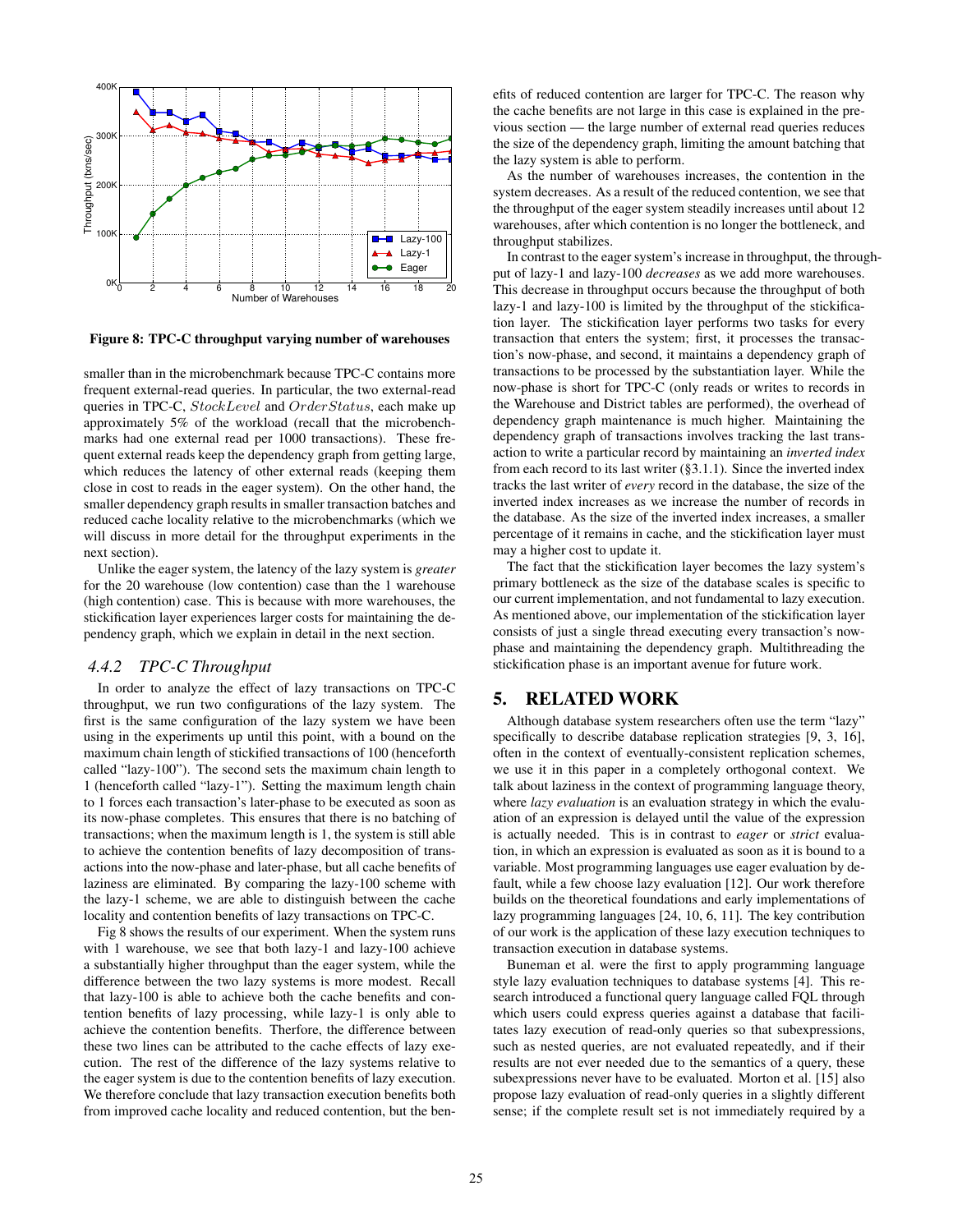Figure 8: TPC-C throughput varying number of warehouses

smaller than in the microbenchmark because TPC-C contains more frequent external-read queries. In particular, the two external-read queries in TPC-C, $StockLevel$ and $OrderStatus$, each make up approximately 5% of the workload (recall that the microbenchmarks had one external read per 1000 transactions). These frequent external reads keep the dependency graph from getting large, which reduces the latency of other external reads (keeping them close in cost to reads in the eager system). On the other hand, the smaller dependency graph results in smaller transaction batches and reduced cache locality relative to the microbenchmarks (which we will discuss in more detail for the throughput experiments in the next section).

Unlike the eager system, the latency of the lazy system is *greater* for the 20 warehouse (low contention) case than the 1 warehouse (high contention) case. This is because with more warehouses, the stickification layer experiences larger costs for maintaining the dependency graph, which we explain in detail in the next section.

### 4.4.2 TPC-C Throughput

In order to analyze the effect of lazy transactions on TPC-C throughput, we run two configurations of the lazy system. The first is the same configuration of the lazy system we have been using in the experiments up until this point, with a bound on the maximum chain length of stickified transactions of 100 (henceforth called "lazy-100"). The second sets the maximum chain length to 1 (henceforth called "lazy-1"). Setting the maximum length chain to 1 forces each transaction's later-phase to be executed as soon as its now-phase completes. This ensures that there is no batching of transactions; when the maximum length is 1, the system is still able to achieve the contention benefits of lazy decomposition of transactions into the now-phase and later-phase, but all cache benefits of laziness are eliminated. By comparing the lazy-100 scheme with the lazy-1 scheme, we are able to distinguish between the cache locality and contention benefits of lazy transactions on TPC-C.

Fig 8 shows the results of our experiment. When the system runs with 1 warehouse, we see that both lazy-1 and lazy-100 achieve a substantially higher throughput than the eager system, while the difference between the two lazy systems is more modest. Recall that lazy-100 is able to achieve both the cache benefits and contention benefits of lazy processing, while lazy-1 is only able to achieve the contention benefits. Therfore, the difference between these two lines can be attributed to the cache effects of lazy execution. The rest of the difference of the lazy systems relative to the eager system is due to the contention benefits of lazy execution. We therefore conclude that lazy transaction execution benefits both from improved cache locality and reduced contention, but the benefits of reduced contention are larger for TPC-C. The reason why the cache benefits are not large in this case is explained in the previous section — the large number of external read queries reduces the size of the dependency graph, limiting the amount batching that the lazy system is able to perform.

As the number of warehouses increases, the contention in the system decreases. As a result of the reduced contention, we see that the throughput of the eager system steadily increases until about 12 warehouses, after which contention is no longer the bottleneck, and throughput stabilizes.

In contrast to the eager system's increase in throughput, the throughput of lazy-1 and lazy-100 *decreases* as we add more warehouses. This decrease in throughput occurs because the throughput of both lazy-1 and lazy-100 is limited by the throughput of the stickification layer. The stickification layer performs two tasks for every transaction that enters the system; first, it processes the transaction's now-phase, and second, it maintains a dependency graph of transactions to be processed by the substantiation layer. While the now-phase is short for TPC-C (only reads or writes to records in the Warehouse and District tables are performed), the overhead of dependency graph maintenance is much higher. Maintaining the dependency graph of transactions involves tracking the last transaction to write a particular record by maintaining an *inverted index* from each record to its last writer (§3.1.1). Since the inverted index tracks the last writer of *every* record in the database, the size of the inverted index increases as we increase the number of records in the database. As the size of the inverted index increases, a smaller percentage of it remains in cache, and the stickification layer must may a higher cost to update it.

The fact that the stickification layer becomes the lazy system's primary bottleneck as the size of the database scales is specific to our current implementation, and not fundamental to lazy execution. As mentioned above, our implementation of the stickification layer consists of just a single thread executing every transaction's now-phase and maintaining the dependency graph. Multithreading the stickification phase is an important avenue for future work.

## 5. RELATED WORK

Although database system researchers often use the term "lazy" specifically to describe database replication strategies [9, 3, 16], often in the context of eventually-consistent replication schemes, we use it in this paper in a completely orthogonal context. We talk about laziness in the context of programming language theory, where *lazy evaluation* is an evaluation strategy in which the evaluation of an expression is delayed until the value of the expression is actually needed. This is in contrast to *eager* or *strict* evaluation, in which an expression is evaluated as soon as it is bound to a variable. Most programming languages use eager evaluation by default, while a few choose lazy evaluation [12]. Our work therefore builds on the theoretical foundations and early implementations of lazy programming languages [24, 10, 6, 11]. The key contribution of our work is the application of these lazy execution techniques to transaction execution in database systems.

Buneman et al. were the first to apply programming language style lazy evaluation techniques to database systems [4]. This research introduced a functional query language called FQL through which users could express queries against a database that facilitates lazy execution of read-only queries so that subexpressions, such as nested queries, are not evaluated repeatedly, and if their results are not ever needed due to the semantics of a query, these subexpressions never have to be evaluated. Morton et al. [15] also propose lazy evaluation of read-only queries in a slightly different sense; if the complete result set is not immediately required by a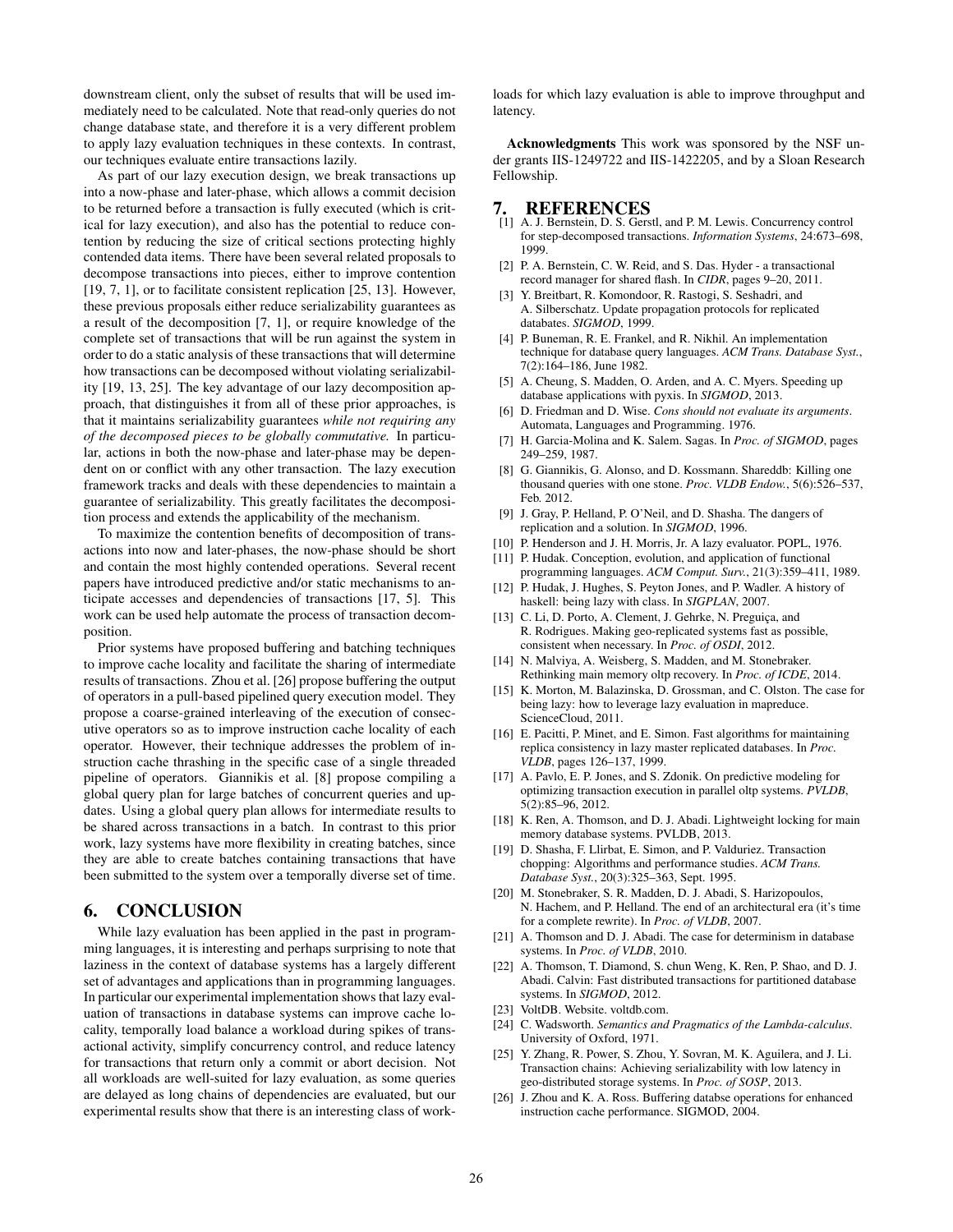downstream client, only the subset of results that will be used immediately need to be calculated. Note that read-only queries do not change database state, and therefore it is a very different problem to apply lazy evaluation techniques in these contexts. In contrast, our techniques evaluate entire transactions lazily.

As part of our lazy execution design, we break transactions up into a now-phase and later-phase, which allows a commit decision to be returned before a transaction is fully executed (which is critical for lazy execution), and also has the potential to reduce contention by reducing the size of critical sections protecting highly contended data items. There have been several related proposals to decompose transactions into pieces, either to improve contention [19, 7, 1], or to facilitate consistent replication [25, 13]. However, these previous proposals either reduce serializability guarantees as a result of the decomposition [7, 1], or require knowledge of the complete set of transactions that will be run against the system in order to do a static analysis of these transactions that will determine how transactions can be decomposed without violating serializability [19, 13, 25]. The key advantage of our lazy decomposition approach, that distinguishes it from all of these prior approaches, is that it maintains serializability guarantees *while not requiring any of the decomposed pieces to be globally commutative.* In particular, actions in both the now-phase and later-phase may be dependent on or conflict with any other transaction. The lazy execution framework tracks and deals with these dependencies to maintain a guarantee of serializability. This greatly facilitates the decomposition process and extends the applicability of the mechanism.

To maximize the contention benefits of decomposition of transactions into now and later-phases, the now-phase should be short and contain the most highly contended operations. Several recent papers have introduced predictive and/or static mechanisms to anticipate accesses and dependencies of transactions [17, 5]. This work can be used help automate the process of transaction decomposition.

Prior systems have proposed buffering and batching techniques to improve cache locality and facilitate the sharing of intermediate results of transactions. Zhou et al. [26] propose buffering the output of operators in a pull-based pipelined query execution model. They propose a coarse-grained interleaving of the execution of consecutive operators so as to improve instruction cache locality of each operator. However, their technique addresses the problem of instruction cache thrashing in the specific case of a single threaded pipeline of operators. Giannikis et al. [8] propose compiling a global query plan for large batches of concurrent queries and updates. Using a global query plan allows for intermediate results to be shared across transactions in a batch. In contrast to this prior work, lazy systems have more flexibility in creating batches, since they are able to create batches containing transactions that have been submitted to the system over a temporally diverse set of time.

## 6. CONCLUSION

While lazy evaluation has been applied in the past in programming languages, it is interesting and perhaps surprising to note that laziness in the context of database systems has a largely different set of advantages and applications than in programming languages. In particular our experimental implementation shows that lazy evaluation of transactions in database systems can improve cache locality, temporally load balance a workload during spikes of transactional activity, simplify concurrency control, and reduce latency for transactions that return only a commit or abort decision. Not all workloads are well-suited for lazy evaluation, as some queries are delayed as long chains of dependencies are evaluated, but our experimental results show that there is an interesting class of workloads for which lazy evaluation is able to improve throughput and latency.

**Acknowledgments** This work was sponsored by the NSF under grants IIS-1249722 and IIS-1422205, and by a Sloan Research Fellowship.

## 7. REFERENCES

[1] A. J. Bernstein, D. S. Gerstl, and P. M. Lewis. Concurrency control for step-decomposed transactions. *Information Systems*, 24:673–698, 1999.

[2] P. A. Bernstein, C. W. Reid, and S. Das. Hyder - a transactional record manager for shared flash. In *CIDR*, pages 9–20, 2011.

[3] Y. Breitbart, R. Komondoor, R. Rastogi, S. Seshadri, and A. Silberschatz. Update propagation protocols for replicated databates. *SIGMOD*, 1999.

[4] P. Buneman, R. E. Frankel, and R. Nikhil. An implementation technique for database query languages. *ACM Trans. Database Syst.*, 7(2):164–186, June 1982.

[5] A. Cheung, S. Madden, O. Arden, and A. C. Myers. Speeding up database applications with pyxis. In *SIGMOD*, 2013.

[6] D. Friedman and D. Wise. *Cons should not evaluate its arguments*. Automata, Languages and Programming. 1976.

[7] H. Garcia-Molina and K. Salem. Sagas. In *Proc. of SIGMOD*, pages 249–259, 1987.

[8] G. Giannikis, G. Alonso, and D. Kossmann. Shareddb: Killing one thousand queries with one stone. *Proc. VLDB Endow.*, 5(6):526–537, Feb. 2012.

[9] J. Gray, P. Helland, P. O'Neil, and D. Shasha. The dangers of replication and a solution. In *SIGMOD*, 1996.

[10] P. Henderson and J. H. Morris, Jr. A lazy evaluator. POPL, 1976.

[11] P. Hudak. Conception, evolution, and application of functional programming languages. *ACM Comput. Surv.*, 21(3):359–411, 1989.

[12] P. Hudak, J. Hughes, S. Peyton Jones, and P. Wadler. A history of haskell: being lazy with class. In *SIGPLAN*, 2007.

[13] C. Li, D. Porto, A. Clement, J. Gehrke, N. Preguiça, and R. Rodrigues. Making geo-replicated systems fast as possible, consistent when necessary. In *Proc. of OSDI*, 2012.

[14] N. Malviya, A. Weisberg, S. Madden, and M. Stonebraker. Rethinking main memory oltp recovery. In *Proc. of ICDE*, 2014.

[15] K. Morton, M. Balazinska, D. Grossman, and C. Olston. The case for being lazy: how to leverage lazy evaluation in mapreduce. ScienceCloud, 2011.

[16] E. Pacitti, P. Minet, and E. Simon. Fast algorithms for maintaining replica consistency in lazy master replicated databases. In *Proc. VLDB*, pages 126–137, 1999.

[17] A. Pavlo, E. P. Jones, and S. Zdonik. On predictive modeling for optimizing transaction execution in parallel oltp systems. *PVLDB*, 5(2):85–96, 2012.

[18] K. Ren, A. Thomson, and D. J. Abadi. Lightweight locking for main memory database systems. PVLDB, 2013.

[19] D. Shasha, F. Llirbat, E. Simon, and P. Valduriez. Transaction chopping: Algorithms and performance studies. *ACM Trans. Database Syst.*, 20(3):325–363, Sept. 1995.

[20] M. Stonebraker, S. R. Madden, D. J. Abadi, S. Harizopoulos, N. Hachem, and P. Helland. The end of an architectural era (it's time for a complete rewrite). In *Proc. of VLDB*, 2007.

[21] A. Thomson and D. J. Abadi. The case for determinism in database systems. In *Proc. of VLDB*, 2010.

[22] A. Thomson, T. Diamond, S. chun Weng, K. Ren, P. Shao, and D. J. Abadi. Calvin: Fast distributed transactions for partitioned database systems. In *SIGMOD*, 2012.

[23] VoltDB. Website. voltdb.com.

[24] C. Wadsworth. *Semantics and Pragmatics of the Lambda-calculus*. University of Oxford, 1971.

[25] Y. Zhang, R. Power, S. Zhou, Y. Sovran, M. K. Aguilera, and J. Li. Transaction chains: Achieving serializability with low latency in geo-distributed storage systems. In *Proc. of SOSP*, 2013.

[26] J. Zhou and K. A. Ross. Buffering databse operations for enhanced instruction cache performance. SIGMOD, 2004.